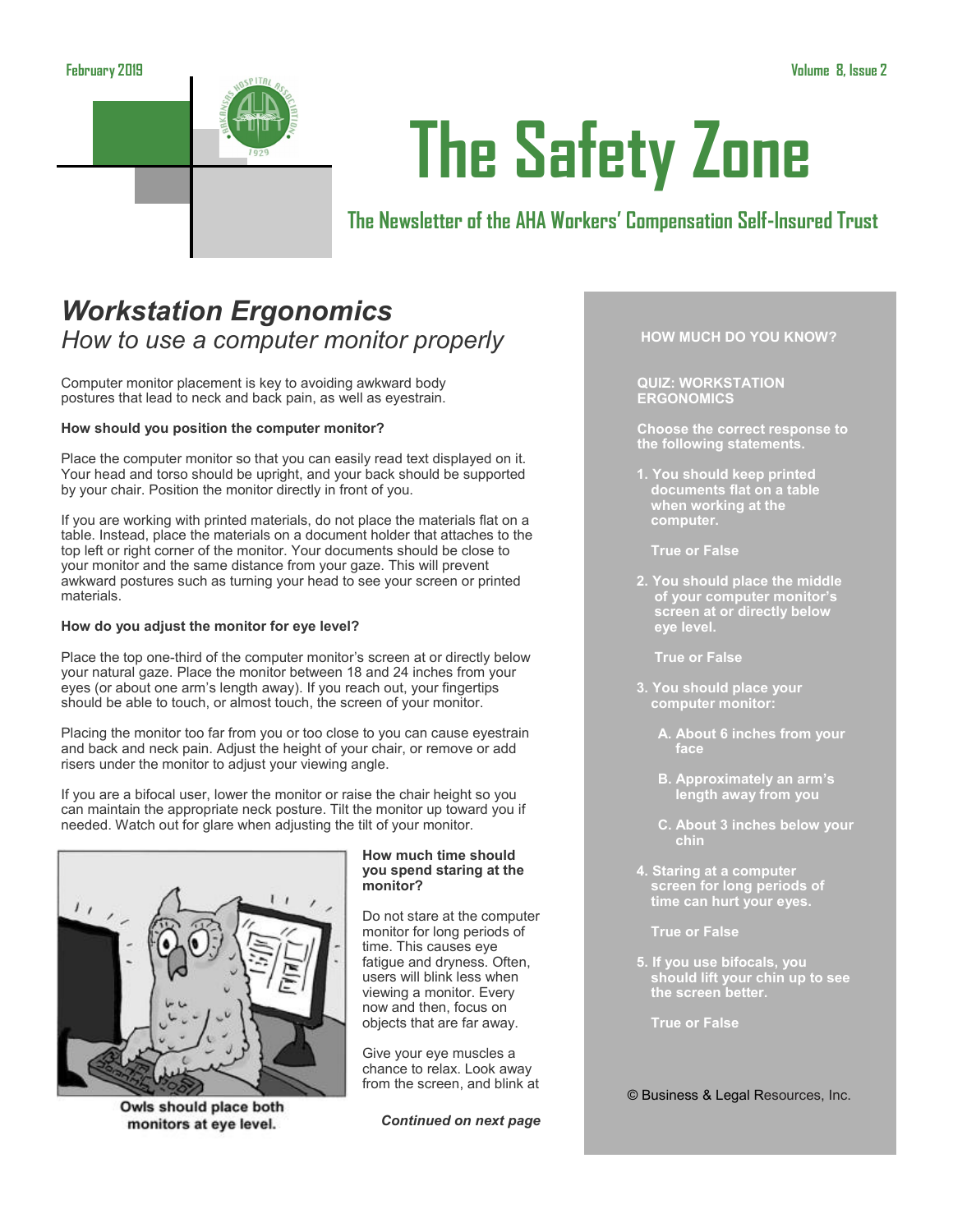# The Safety Zone

## The Newsletter of the AHA Workers' Compensation Self-Insured Trust

February 2019

## *Workstation Ergonomics*

*How to use a computer monitor properly*

Computer monitor placement is key to avoiding awkward body postures that lead to neck and back pain, as well as eyestrain.

**How should you position the computer monitor?**

Place the computer monitor so that you can easily read text displayed on it. Your head and torso should be upright, and your back should be supported by your chair. Position the monitor directly in front of you.

If you are working with printed materials, do not place the materials flat on a table. Instead, place the materials on a document holder that attaches to the top left or right corner of the monitor. Your documents should be close to your monitor and the same distance from your gaze. This will prevent awkward postures such as turning your head to see your screen or printed materials.

**How do you adjust the monitor for eye level?**

Place the top one-third of the computer monitor's screen at or directly below your natural gaze. Place the monitor between 18 and 24 inches from your eyes (or about one arm's length away). If you reach out, your fingertips should be able to touch, or almost touch, the screen of your monitor.

Placing the monitor too far from you or too close to you can cause eyestrain and back and neck pain. Adjust the height of your chair, or remove or add risers under the monitor to adjust your viewing angle.

If you are a bifocal user, lower the monitor or raise the chair height so you can maintain the appropriate neck posture. Tilt the monitor up toward you if needed. Watch out for glare when adjusting the tilt of your monitor.

Owls should place both monitors at eye level.

**How much time should you spend staring at the monitor?**

Do not stare at the computer monitor for long periods of time. This causes eye fatigue and dryness. Often, users will blink less when viewing a monitor. Every now and then, focus on objects that are far away.

Give your eye muscles a chance to relax. Look away from the screen, and blink at

***Continued on next page***

---

**HOW MUCH DO YOU KNOW?**

**QUIZ: WORKSTATION ERGONOMICS**

**Choose the correct response to the following statements.**

1. **You should keep printed documents flat on a table when working at the computer.**

   **True or False**

2. **You should place the middle of your computer monitor's screen at or directly below eye level.**

   **True or False**

3. **You should place your computer monitor:**

   **A. About 6 inches from your face**

   **B. Approximately an arm's length away from you**

   **C. About 3 inches below your chin**

4. **Staring at a computer screen for long periods of time can hurt your eyes.**

   **True or False**

5. **If you use bifocals, you should lift your chin up to see the screen better.**

   **True or False**

© Business & Legal Resources, Inc.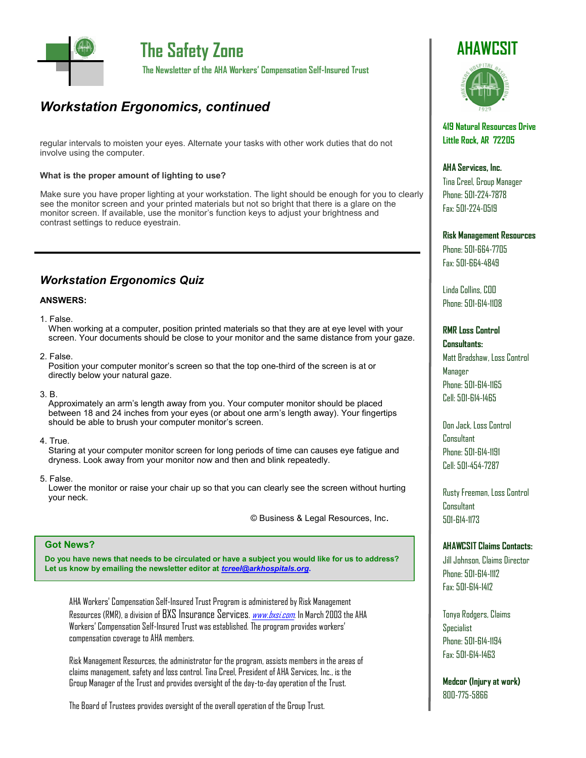# The Safety Zone

The Newsletter of the AHA Workers' Compensation Self-Insured Trust

## Workstation Ergonomics, continued

regular intervals to moisten your eyes. Alternate your tasks with other work duties that do not involve using the computer.

**What is the proper amount of lighting to use?**

Make sure you have proper lighting at your workstation. The light should be enough for you to clearly see the monitor screen and your printed materials but not so bright that there is a glare on the monitor screen. If available, use the monitor's function keys to adjust your brightness and contrast settings to reduce eyestrain.

---

## Workstation Ergonomics Quiz

**ANSWERS:**

1. False.
   When working at a computer, position printed materials so that they are at eye level with your screen. Your documents should be close to your monitor and the same distance from your gaze.

2. False.
   Position your computer monitor's screen so that the top one-third of the screen is at or directly below your natural gaze.

3. B.
   Approximately an arm's length away from you. Your computer monitor should be placed between 18 and 24 inches from your eyes (or about one arm's length away). Your fingertips should be able to brush your computer monitor's screen.

4. True.
   Staring at your computer monitor screen for long periods of time can causes eye fatigue and dryness. Look away from your monitor now and then and blink repeatedly.

5. False.
   Lower the monitor or raise your chair up so that you can clearly see the screen without hurting your neck.

© Business & Legal Resources, Inc.

**Got News?**

**Do you have news that needs to be circulated or have a subject you would like for us to address? Let us know by emailing the newsletter editor at *tcreel@arkhospitals.org*.**

AHA Workers' Compensation Self-Insured Trust Program is administered by Risk Management Resources (RMR), a division of BXS Insurance Services. www.bxsi.com. In March 2003 the AHA Workers' Compensation Self-Insured Trust was established. The program provides workers' compensation coverage to AHA members.

Risk Management Resources, the administrator for the program, assists members in the areas of claims management, safety and loss control. Tina Creel, President of AHA Services, Inc., is the Group Manager of the Trust and provides oversight of the day-to-day operation of the Trust.

The Board of Trustees provides oversight of the overall operation of the Group Trust.

## AHAWCSIT

**419 Natural Resources Drive**
**Little Rock, AR 72205**

**AHA Services, Inc.**
Tina Creel, Group Manager
Phone: 501-224-7878
Fax: 501-224-0519

**Risk Management Resources**
Phone: 501-664-7705
Fax: 501-664-4849

Linda Collins, COO
Phone: 501-614-1108

**RMR Loss Control Consultants:**

Matt Bradshaw, Loss Control Manager
Phone: 501-614-1165
Cell: 501-614-1465

Don Jack, Loss Control Consultant
Phone: 501-614-1191
Cell: 501-454-7287

Rusty Freeman, Loss Control Consultant
501-614-1173

**AHAWCSIT Claims Contacts:**

Jill Johnson, Claims Director
Phone: 501-614-1112
Fax: 501-614-1412

Tonya Rodgers, Claims Specialist
Phone: 501-614-1194
Fax: 501-614-1463

**Medcor (Injury at work)**
800-775-5866